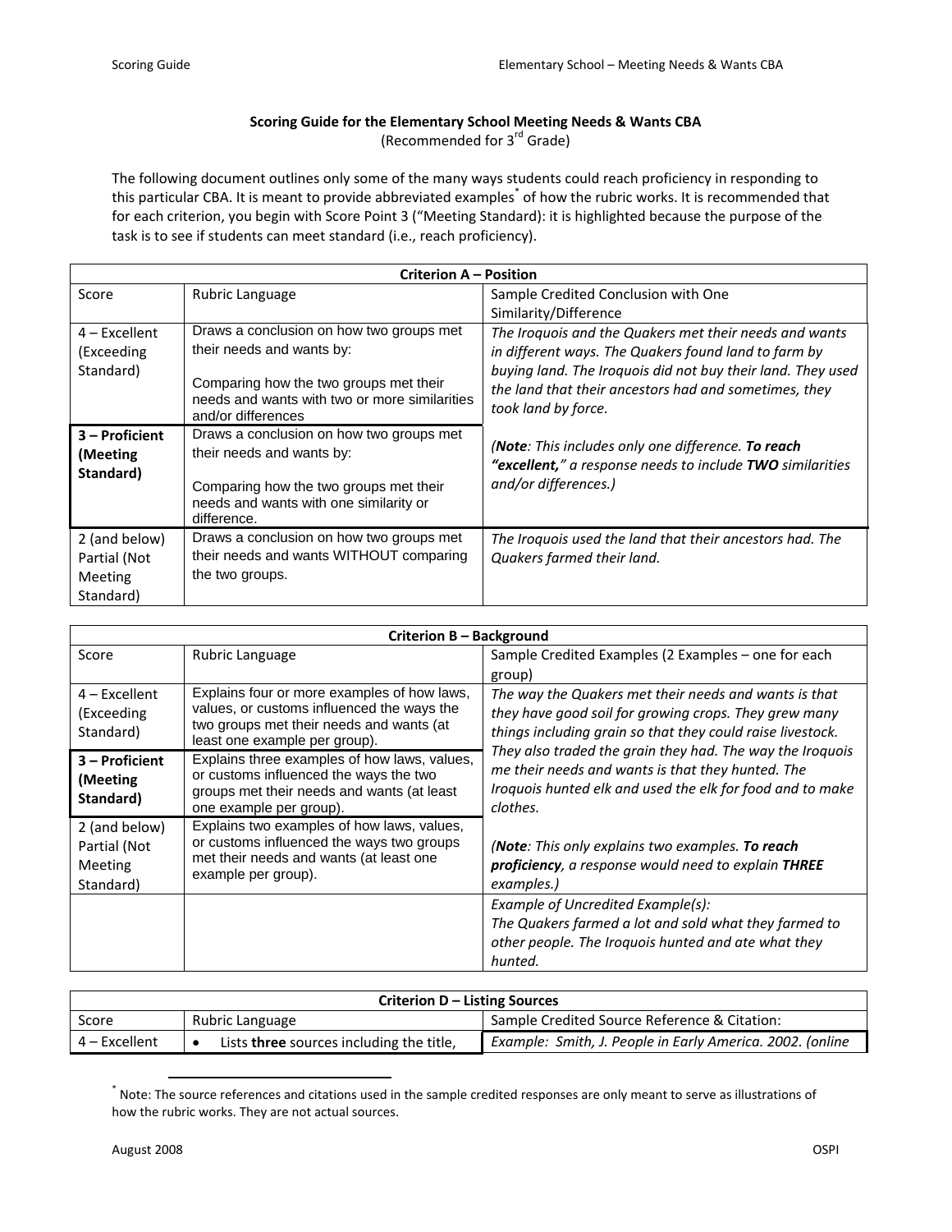**Scoring Guide for the Elementary School Meeting Needs & Wants CBA**
(Recommended for 3rd Grade)

The following document outlines only some of the many ways students could reach proficiency in responding to this particular CBA. It is meant to provide abbreviated examples[*] of how the rubric works. It is recommended that for each criterion, you begin with Score Point 3 ("Meeting Standard): it is highlighted because the purpose of the task is to see if students can meet standard (i.e., reach proficiency).

| **Criterion A – Position** | | |
|---|---|---|
| Score | Rubric Language | Sample Credited Conclusion with One Similarity/Difference |
| 4 – Excellent (Exceeding Standard) | Draws a conclusion on how two groups met their needs and wants by: Comparing how the two groups met their needs and wants with two or more similarities and/or differences | *The Iroquois and the Quakers met their needs and wants in different ways. The Quakers found land to farm by buying land. The Iroquois did not buy their land. They used the land that their ancestors had and sometimes, they took land by force.* (***Note**: This includes only one difference. **To reach "excellent,"** a response needs to include **TWO** similarities and/or differences.*) |
| **3 – Proficient (Meeting Standard)** | Draws a conclusion on how two groups met their needs and wants by: Comparing how the two groups met their needs and wants with one similarity or difference. | |
| 2 (and below) Partial (Not Meeting Standard) | Draws a conclusion on how two groups met their needs and wants WITHOUT comparing the two groups. | *The Iroquois used the land that their ancestors had. The Quakers farmed their land.* |

| **Criterion B – Background** | | |
|---|---|---|
| Score | Rubric Language | Sample Credited Examples (2 Examples – one for each group) |
| 4 – Excellent (Exceeding Standard) | Explains four or more examples of how laws, values, or customs influenced the ways the two groups met their needs and wants (at least one example per group). | *The way the Quakers met their needs and wants is that they have good soil for growing crops. They grew many things including grain so that they could raise livestock. They also traded the grain they had. The way the Iroquois me their needs and wants is that they hunted. The Iroquois hunted elk and used the elk for food and to make clothes.* (***Note**: This only explains two examples. **To reach proficiency**, a response would need to explain **THREE** examples.*) |
| **3 – Proficient (Meeting Standard)** | Explains three examples of how laws, values, or customs influenced the ways the two groups met their needs and wants (at least one example per group). | |
| 2 (and below) Partial (Not Meeting Standard) | Explains two examples of how laws, values, or customs influenced the ways two groups met their needs and wants (at least one example per group). | |
| | | *Example of Uncredited Example(s): The Quakers farmed a lot and sold what they farmed to other people. The Iroquois hunted and ate what they hunted.* |

| **Criterion D – Listing Sources** | | |
|---|---|---|
| Score | Rubric Language | Sample Credited Source Reference & Citation: |
| 4 – Excellent | • Lists **three** sources including the title, | *Example: Smith, J. People in Early America. 2002. (online* |

[*] Note: The source references and citations used in the sample credited responses are only meant to serve as illustrations of how the rubric works. They are not actual sources.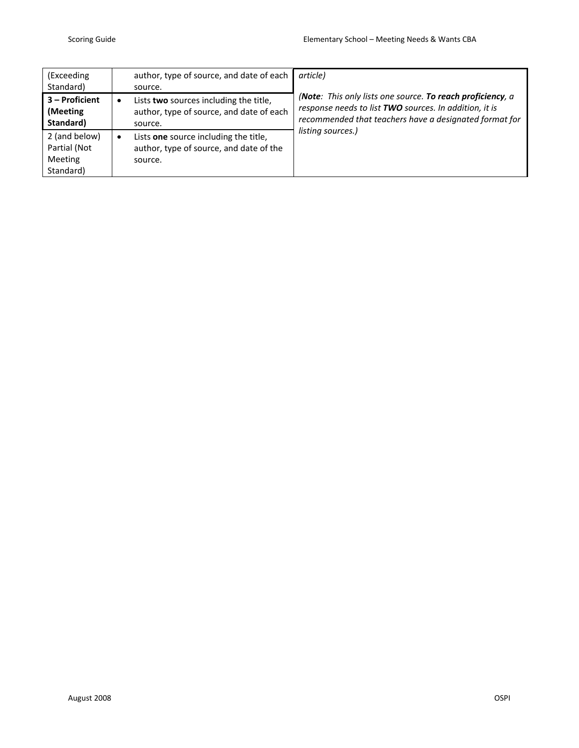| (Exceeding Standard) | author, type of source, and date of each source. | *article)* |
|---|---|---|
| **3 – Proficient (Meeting Standard)** | • Lists **two** sources including the title, author, type of source, and date of each source. | *(**Note**: This only lists one source. **To reach proficiency**, a response needs to list **TWO** sources. In addition, it is recommended that teachers have a designated format for listing sources.)* |
| 2 (and below) Partial (Not Meeting Standard) | • Lists **one** source including the title, author, type of source, and date of the source. | |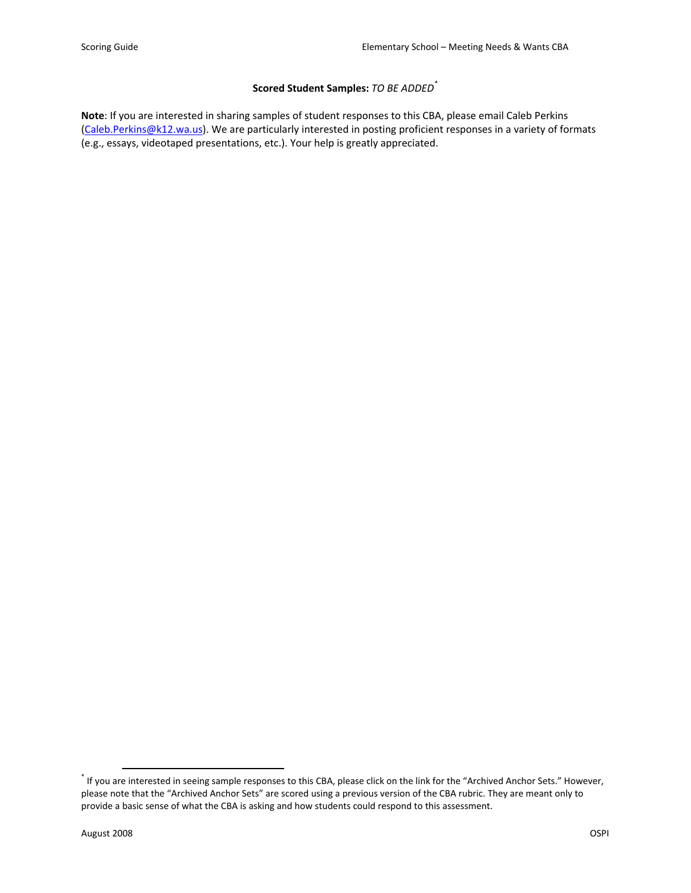**Scored Student Samples:** *TO BE ADDED*[*]

**Note**: If you are interested in sharing samples of student responses to this CBA, please email Caleb Perkins (Caleb.Perkins@k12.wa.us). We are particularly interested in posting proficient responses in a variety of formats (e.g., essays, videotaped presentations, etc.). Your help is greatly appreciated.

[*] If you are interested in seeing sample responses to this CBA, please click on the link for the "Archived Anchor Sets." However, please note that the "Archived Anchor Sets" are scored using a previous version of the CBA rubric. They are meant only to provide a basic sense of what the CBA is asking and how students could respond to this assessment.